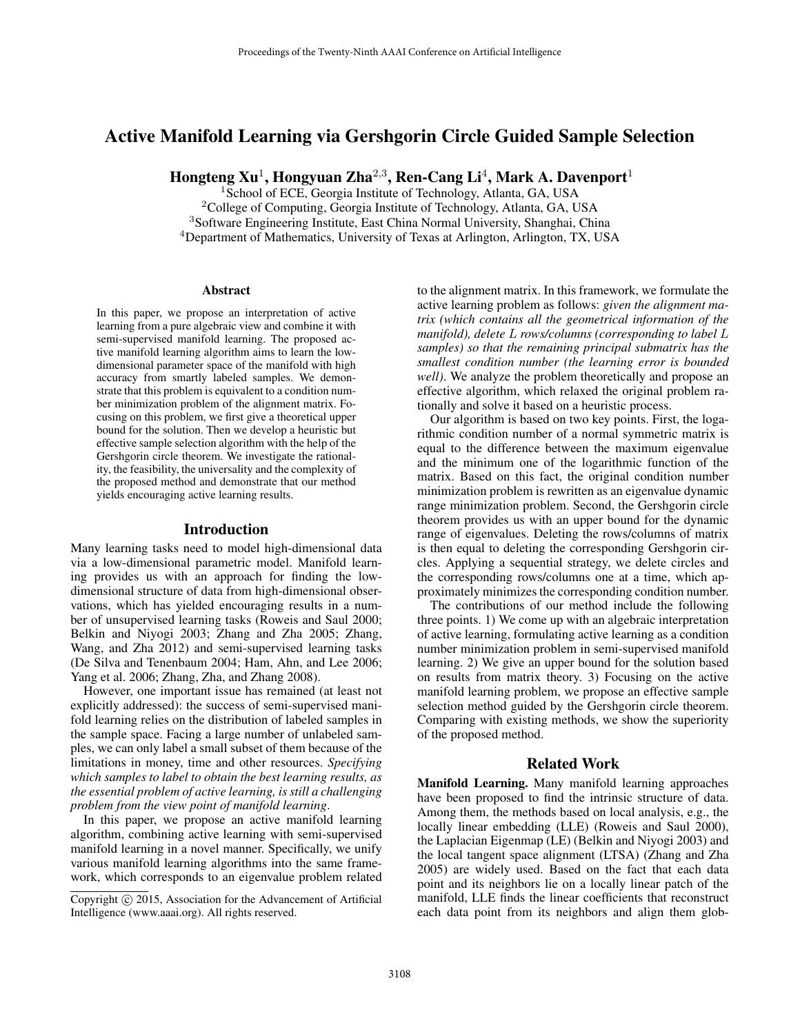# Active Manifold Learning via Gershgorin Circle Guided Sample Selection

**Hongteng Xu[1], Hongyuan Zha[2,3], Ren-Cang Li[4], Mark A. Davenport[1]**

[1]School of ECE, Georgia Institute of Technology, Atlanta, GA, USA
[2]College of Computing, Georgia Institute of Technology, Atlanta, GA, USA
[3]Software Engineering Institute, East China Normal University, Shanghai, China
[4]Department of Mathematics, University of Texas at Arlington, Arlington, TX, USA

## Abstract

In this paper, we propose an interpretation of active learning from a pure algebraic view and combine it with semi-supervised manifold learning. The proposed active manifold learning algorithm aims to learn the low-dimensional parameter space of the manifold with high accuracy from smartly labeled samples. We demonstrate that this problem is equivalent to a condition number minimization problem of the alignment matrix. Focusing on this problem, we first give a theoretical upper bound for the solution. Then we develop a heuristic but effective sample selection algorithm with the help of the Gershgorin circle theorem. We investigate the rationality, the feasibility, the universality and the complexity of the proposed method and demonstrate that our method yields encouraging active learning results.

## Introduction

Many learning tasks need to model high-dimensional data via a low-dimensional parametric model. Manifold learning provides us with an approach for finding the low-dimensional structure of data from high-dimensional observations, which has yielded encouraging results in a number of unsupervised learning tasks (Roweis and Saul 2000; Belkin and Niyogi 2003; Zhang and Zha 2005; Zhang, Wang, and Zha 2012) and semi-supervised learning tasks (De Silva and Tenenbaum 2004; Ham, Ahn, and Lee 2006; Yang et al. 2006; Zhang, Zha, and Zhang 2008).

However, one important issue has remained (at least not explicitly addressed): the success of semi-supervised manifold learning relies on the distribution of labeled samples in the sample space. Facing a large number of unlabeled samples, we can only label a small subset of them because of the limitations in money, time and other resources. *Specifying which samples to label to obtain the best learning results, as the essential problem of active learning, is still a challenging problem from the view point of manifold learning*.

In this paper, we propose an active manifold learning algorithm, combining active learning with semi-supervised manifold learning in a novel manner. Specifically, we unify various manifold learning algorithms into the same framework, which corresponds to an eigenvalue problem related to the alignment matrix. In this framework, we formulate the active learning problem as follows: *given the alignment matrix (which contains all the geometrical information of the manifold), delete $L$ rows/columns (corresponding to label $L$ samples) so that the remaining principal submatrix has the smallest condition number (the learning error is bounded well)*. We analyze the problem theoretically and propose an effective algorithm, which relaxed the original problem rationally and solve it based on a heuristic process.

Our algorithm is based on two key points. First, the logarithmic condition number of a normal symmetric matrix is equal to the difference between the maximum eigenvalue and the minimum one of the logarithmic function of the matrix. Based on this fact, the original condition number minimization problem is rewritten as an eigenvalue dynamic range minimization problem. Second, the Gershgorin circle theorem provides us with an upper bound for the dynamic range of eigenvalues. Deleting the rows/columns of matrix is then equal to deleting the corresponding Gershgorin circles. Applying a sequential strategy, we delete circles and the corresponding rows/columns one at a time, which approximately minimizes the corresponding condition number.

The contributions of our method include the following three points. 1) We come up with an algebraic interpretation of active learning, formulating active learning as a condition number minimization problem in semi-supervised manifold learning. 2) We give an upper bound for the solution based on results from matrix theory. 3) Focusing on the active manifold learning problem, we propose an effective sample selection method guided by the Gershgorin circle theorem. Comparing with existing methods, we show the superiority of the proposed method.

## Related Work

**Manifold Learning.** Many manifold learning approaches have been proposed to find the intrinsic structure of data. Among them, the methods based on local analysis, e.g., the locally linear embedding (LLE) (Roweis and Saul 2000), the Laplacian Eigenmap (LE) (Belkin and Niyogi 2003) and the local tangent space alignment (LTSA) (Zhang and Zha 2005) are widely used. Based on the fact that each data point and its neighbors lie on a locally linear patch of the manifold, LLE finds the linear coefficients that reconstruct each data point from its neighbors and align them glob-

Copyright © 2015, Association for the Advancement of Artificial Intelligence (www.aaai.org). All rights reserved.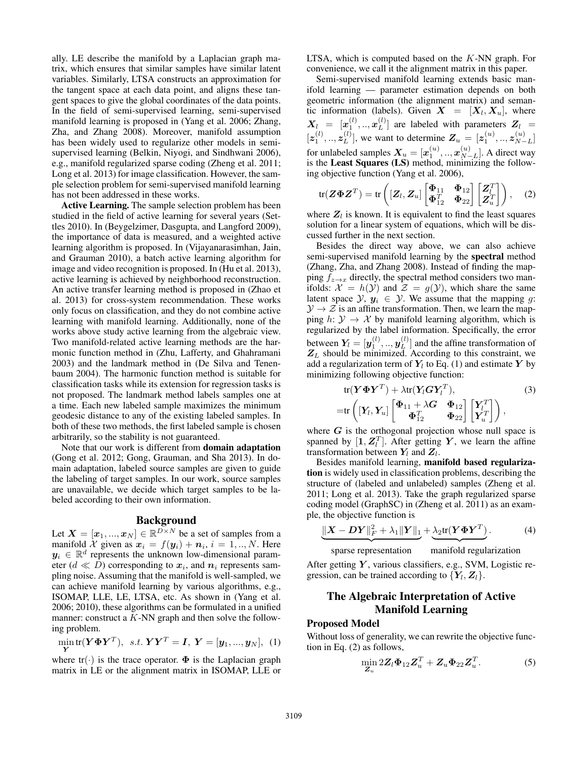ally. LE describe the manifold by a Laplacian graph matrix, which ensures that similar samples have similar latent variables. Similarly, LTSA constructs an approximation for the tangent space at each data point, and aligns these tangent spaces to give the global coordinates of the data points. In the field of semi-supervised learning, semi-supervised manifold learning is proposed in (Yang et al. 2006; Zhang, Zha, and Zhang 2008). Moreover, manifold assumption has been widely used to regularize other models in semi-supervised learning (Belkin, Niyogi, and Sindhwani 2006), e.g., manifold regularized sparse coding (Zheng et al. 2011; Long et al. 2013) for image classification. However, the sample selection problem for semi-supervised manifold learning has not been addressed in these works.

**Active Learning.** The sample selection problem has been studied in the field of active learning for several years (Settles 2010). In (Beygelzimer, Dasgupta, and Langford 2009), the importance of data is measured, and a weighted active learning algorithm is proposed. In (Vijayanarasimhan, Jain, and Grauman 2010), a batch active learning algorithm for image and video recognition is proposed. In (Hu et al. 2013), active learning is achieved by neighborhood reconstruction. An active transfer learning method is proposed in (Zhao et al. 2013) for cross-system recommendation. These works only focus on classification, and they do not combine active learning with manifold learning. Additionally, none of the works above study active learning from the algebraic view. Two manifold-related active learning methods are the harmonic function method in (Zhu, Lafferty, and Ghahramani 2003) and the landmark method in (De Silva and Tenenbaum 2004). The harmonic function method is suitable for classification tasks while its extension for regression tasks is not proposed. The landmark method labels samples one at a time. Each new labeled sample maximizes the minimum geodesic distance to any of the existing labeled samples. In both of these two methods, the first labeled sample is chosen arbitrarily, so the stability is not guaranteed.

Note that our work is different from **domain adaptation** (Gong et al. 2012; Gong, Grauman, and Sha 2013). In domain adaptation, labeled source samples are given to guide the labeling of target samples. In our work, source samples are unavailable, we decide which target samples to be labeled according to their own information.

## Background

Let $\boldsymbol{X} = [\boldsymbol{x}_1, ..., \boldsymbol{x}_N] \in \mathbb{R}^{D\times N}$ be a set of samples from a manifold $\mathcal{X}$ given as $\boldsymbol{x}_i = f(\boldsymbol{y}_i) + \boldsymbol{n}_i$, $i = 1, .., N$. Here $\boldsymbol{y}_i \in \mathbb{R}^d$ represents the unknown low-dimensional parameter ($d \ll D$) corresponding to $\boldsymbol{x}_i$, and $\boldsymbol{n}_i$ represents sampling noise. Assuming that the manifold is well-sampled, we can achieve manifold learning by various algorithms, e.g., ISOMAP, LLE, LE, LTSA, etc. As shown in (Yang et al. 2006; 2010), these algorithms can be formulated in a unified manner: construct a $K$-NN graph and then solve the following problem.

$$\min_{\boldsymbol{Y}} \text{tr}(\boldsymbol{Y\Phi Y}^T), \ \ s.t. \ \boldsymbol{YY}^T = \boldsymbol{I}, \ \boldsymbol{Y} = [\boldsymbol{y}_1, ..., \boldsymbol{y}_N], \quad (1)$$

where $\text{tr}(\cdot)$ is the trace operator. $\boldsymbol{\Phi}$ is the Laplacian graph matrix in LE or the alignment matrix in ISOMAP, LLE or LTSA, which is computed based on the $K$-NN graph. For convenience, we call it the alignment matrix in this paper.

Semi-supervised manifold learning extends basic manifold learning — parameter estimation depends on both geometric information (the alignment matrix) and semantic information (labels). Given $\boldsymbol{X} = [\boldsymbol{X}_l, \boldsymbol{X}_u]$, where $\boldsymbol{X}_l = [\boldsymbol{x}_1^{(l)}, .., \boldsymbol{x}_L^{(l)}]$ are labeled with parameters $\boldsymbol{Z}_l = [\boldsymbol{z}_1^{(l)}, .., \boldsymbol{z}_L^{(l)}]$, we want to determine $\boldsymbol{Z}_u = [\boldsymbol{z}_1^{(u)}, .., \boldsymbol{z}_{N-L}^{(u)}]$ for unlabeled samples $\boldsymbol{X}_u = [\boldsymbol{x}_1^{(u)}, .., \boldsymbol{x}_{N-L}^{(u)}]$. A direct way is the **Least Squares (LS)** method, minimizing the following objective function (Yang et al. 2006),

$$\text{tr}(\boldsymbol{Z\Phi Z}^T) = \text{tr}\left( [\boldsymbol{Z}_l, \boldsymbol{Z}_u] \begin{bmatrix} \boldsymbol{\Phi}_{11} & \boldsymbol{\Phi}_{12} \\ \boldsymbol{\Phi}_{12}^T & \boldsymbol{\Phi}_{22} \end{bmatrix} \begin{bmatrix} \boldsymbol{Z}_l^T \\ \boldsymbol{Z}_u^T \end{bmatrix} \right), \quad (2)$$

where $\boldsymbol{Z}_l$ is known. It is equivalent to find the least squares solution for a linear system of equations, which will be discussed further in the next section.

Besides the direct way above, we can also achieve semi-supervised manifold learning by the **spectral** method (Zhang, Zha, and Zhang 2008). Instead of finding the mapping $f_{z\to x}$ directly, the spectral method considers two manifolds: $\mathcal{X} = h(\mathcal{Y})$ and $\mathcal{Z} = g(\mathcal{Y})$, which share the same latent space $\mathcal{Y}$, $\boldsymbol{y}_i \in \mathcal{Y}$. We assume that the mapping $g$: $\mathcal{Y} \to \mathcal{Z}$ is an affine transformation. Then, we learn the mapping $h$: $\mathcal{Y} \to \mathcal{X}$ by manifold learning algorithm, which is regularized by the label information. Specifically, the error between $\boldsymbol{Y}_l = [\boldsymbol{y}_1^{(l)}, .., \boldsymbol{y}_L^{(l)}]$ and the affine transformation of $\boldsymbol{Z}_L$ should be minimized. According to this constraint, we add a regularization term of $\boldsymbol{Y}_l$ to Eq. (1) and estimate $\boldsymbol{Y}$ by minimizing following objective function:

$$\begin{aligned} & \text{tr}(\boldsymbol{Y\Phi Y}^T) + \lambda \text{tr}(\boldsymbol{Y}_l \boldsymbol{G} \boldsymbol{Y}_l^T), \\ =& \text{tr}\left( [\boldsymbol{Y}_l, \boldsymbol{Y}_u] \begin{bmatrix} \boldsymbol{\Phi}_{11} + \lambda \boldsymbol{G} & \boldsymbol{\Phi}_{12} \\ \boldsymbol{\Phi}_{12}^T & \boldsymbol{\Phi}_{22} \end{bmatrix} \begin{bmatrix} \boldsymbol{Y}_l^T \\ \boldsymbol{Y}_u^T \end{bmatrix} \right), \end{aligned} \quad (3)$$

where $\boldsymbol{G}$ is the orthogonal projection whose null space is spanned by $[\boldsymbol{1}, \boldsymbol{Z}_l^T]$. After getting $\boldsymbol{Y}$, we learn the affine transformation between $\boldsymbol{Y}_l$ and $\boldsymbol{Z}_l$.

Besides manifold learning, **manifold based regularization** is widely used in classification problems, describing the structure of (labeled and unlabeled) samples (Zheng et al. 2011; Long et al. 2013). Take the graph regularized sparse coding model (GraphSC) in (Zheng et al. 2011) as an example, the objective function is

$$\underbrace{\|\boldsymbol{X} - \boldsymbol{DY}\|_F^2 + \lambda_1 \|\boldsymbol{Y}\|_1}_{\text{sparse representation}} + \underbrace{\lambda_2 \text{tr}(\boldsymbol{Y\Phi Y}^T)}_{\text{manifold regularization}}. \quad (4)$$

After getting $\boldsymbol{Y}$, various classifiers, e.g., SVM, Logistic regression, can be trained according to $\{\boldsymbol{Y}_l, \boldsymbol{Z}_l\}$.

## The Algebraic Interpretation of Active Manifold Learning

### Proposed Model

Without loss of generality, we can rewrite the objective function in Eq. (2) as follows,

$$\min_{\boldsymbol{Z}_u} 2\boldsymbol{Z}_l \boldsymbol{\Phi}_{12} \boldsymbol{Z}_u^T + \boldsymbol{Z}_u \boldsymbol{\Phi}_{22} \boldsymbol{Z}_u^T. \quad (5)$$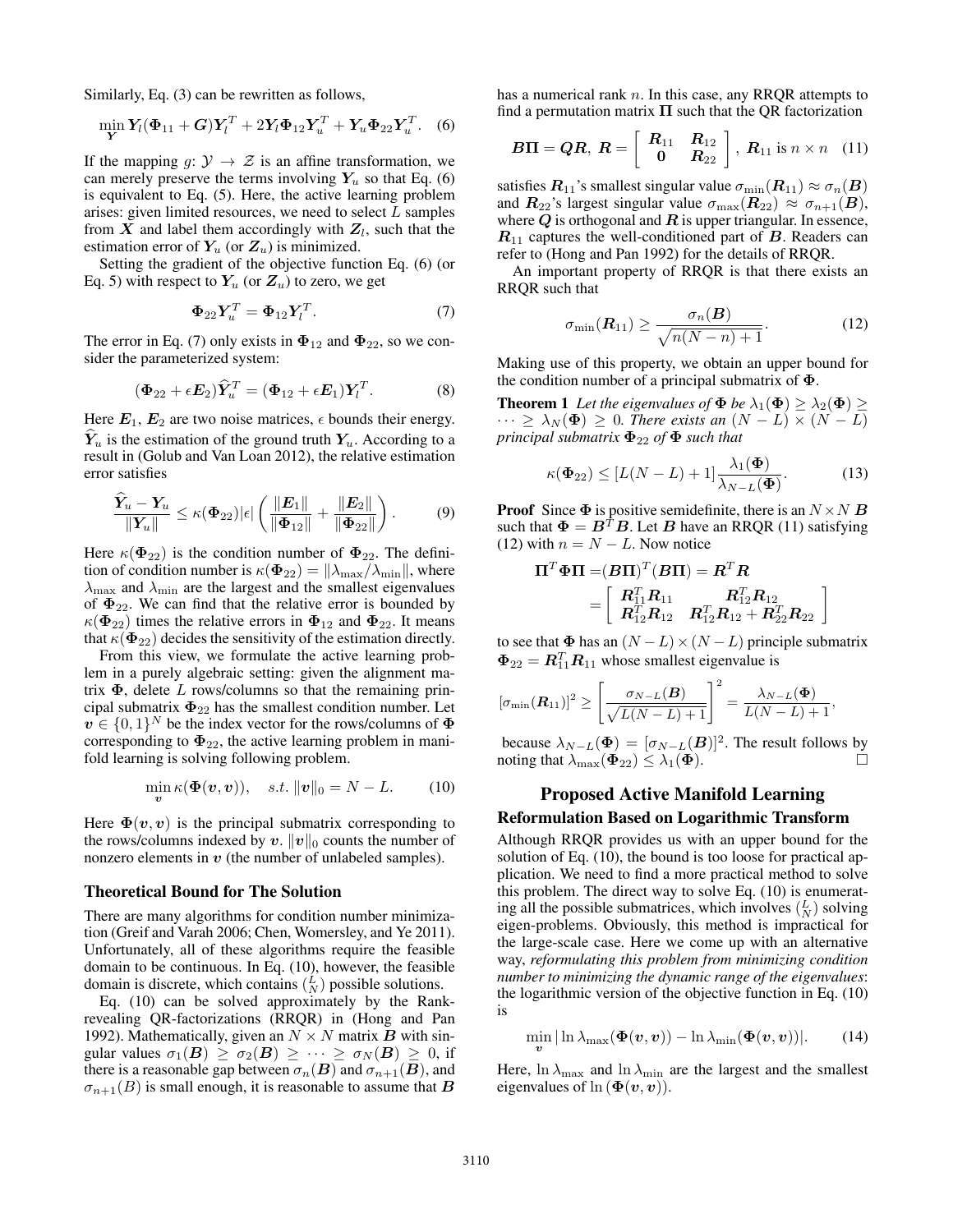Similarly, Eq. (3) can be rewritten as follows,

$$\min_{\boldsymbol{Y}} \boldsymbol{Y}_l(\boldsymbol{\Phi}_{11} + \boldsymbol{G})\boldsymbol{Y}_l^T + 2\boldsymbol{Y}_l\boldsymbol{\Phi}_{12}\boldsymbol{Y}_u^T + \boldsymbol{Y}_u\boldsymbol{\Phi}_{22}\boldsymbol{Y}_u^T. \quad (6)$$

If the mapping $g$: $\mathcal{Y} \to \mathcal{Z}$ is an affine transformation, we can merely preserve the terms involving $\boldsymbol{Y}_u$ so that Eq. (6) is equivalent to Eq. (5). Here, the active learning problem arises: given limited resources, we need to select $L$ samples from $\boldsymbol{X}$ and label them accordingly with $\boldsymbol{Z}_l$, such that the estimation error of $\boldsymbol{Y}_u$ (or $\boldsymbol{Z}_u$) is minimized.

Setting the gradient of the objective function Eq. (6) (or Eq. 5) with respect to $\boldsymbol{Y}_u$ (or $\boldsymbol{Z}_u$) to zero, we get

$$\boldsymbol{\Phi}_{22}\boldsymbol{Y}_u^T = \boldsymbol{\Phi}_{12}\boldsymbol{Y}_l^T. \quad (7)$$

The error in Eq. (7) only exists in $\boldsymbol{\Phi}_{12}$ and $\boldsymbol{\Phi}_{22}$, so we consider the parameterized system:

$$(\boldsymbol{\Phi}_{22} + \epsilon\boldsymbol{E}_2)\widehat{\boldsymbol{Y}}_u^T = (\boldsymbol{\Phi}_{12} + \epsilon\boldsymbol{E}_1)\boldsymbol{Y}_l^T. \quad (8)$$

Here $\boldsymbol{E}_1$, $\boldsymbol{E}_2$ are two noise matrices, $\epsilon$ bounds their energy. $\widehat{\boldsymbol{Y}}_u$ is the estimation of the ground truth $\boldsymbol{Y}_u$. According to a result in (Golub and Van Loan 2012), the relative estimation error satisfies

$$\frac{\widehat{\boldsymbol{Y}}_u - \boldsymbol{Y}_u}{\|\boldsymbol{Y}_u\|} \leq \kappa(\boldsymbol{\Phi}_{22})|\epsilon| \left( \frac{\|\boldsymbol{E}_1\|}{\|\boldsymbol{\Phi}_{12}\|} + \frac{\|\boldsymbol{E}_2\|}{\|\boldsymbol{\Phi}_{22}\|} \right). \quad (9)$$

Here $\kappa(\boldsymbol{\Phi}_{22})$ is the condition number of $\boldsymbol{\Phi}_{22}$. The definition of condition number is $\kappa(\boldsymbol{\Phi}_{22}) = \|\lambda_{\max}/\lambda_{\min}\|$, where $\lambda_{\max}$ and $\lambda_{\min}$ are the largest and the smallest eigenvalues of $\boldsymbol{\Phi}_{22}$. We can find that the relative error is bounded by $\kappa(\boldsymbol{\Phi}_{22})$ times the relative errors in $\boldsymbol{\Phi}_{12}$ and $\boldsymbol{\Phi}_{22}$. It means that $\kappa(\boldsymbol{\Phi}_{22})$ decides the sensitivity of the estimation directly.

From this view, we formulate the active learning problem in a purely algebraic setting: given the alignment matrix $\boldsymbol{\Phi}$, delete $L$ rows/columns so that the remaining principal submatrix $\boldsymbol{\Phi}_{22}$ has the smallest condition number. Let $\boldsymbol{v} \in \{0, 1\}^N$ be the index vector for the rows/columns of $\boldsymbol{\Phi}$ corresponding to $\boldsymbol{\Phi}_{22}$, the active learning problem in manifold learning is solving following problem.

$$\min_{\boldsymbol{v}} \kappa(\boldsymbol{\Phi}(\boldsymbol{v}, \boldsymbol{v})), \quad s.t. \|\boldsymbol{v}\|_0 = N - L. \quad (10)$$

Here $\boldsymbol{\Phi}(\boldsymbol{v}, \boldsymbol{v})$ is the principal submatrix corresponding to the rows/columns indexed by $\boldsymbol{v}$. $\|\boldsymbol{v}\|_0$ counts the number of nonzero elements in $\boldsymbol{v}$ (the number of unlabeled samples).

### Theoretical Bound for The Solution

There are many algorithms for condition number minimization (Greif and Varah 2006; Chen, Womersley, and Ye 2011). Unfortunately, all of these algorithms require the feasible domain to be continuous. In Eq. (10), however, the feasible domain is discrete, which contains $\binom{L}{N}$ possible solutions.

Eq. (10) can be solved approximately by the Rank-revealing QR-factorizations (RRQR) in (Hong and Pan 1992). Mathematically, given an $N \times N$ matrix $\boldsymbol{B}$ with singular values $\sigma_1(\boldsymbol{B}) \geq \sigma_2(\boldsymbol{B}) \geq \cdots \geq \sigma_N(\boldsymbol{B}) \geq 0$, if there is a reasonable gap between $\sigma_n(\boldsymbol{B})$ and $\sigma_{n+1}(\boldsymbol{B})$, and $\sigma_{n+1}(B)$ is small enough, it is reasonable to assume that $\boldsymbol{B}$ has a numerical rank $n$. In this case, any RRQR attempts to find a permutation matrix $\boldsymbol{\Pi}$ such that the QR factorization

$$\boldsymbol{B\Pi} = \boldsymbol{QR},\ \boldsymbol{R} = \begin{bmatrix} \boldsymbol{R}_{11} & \boldsymbol{R}_{12} \\ \boldsymbol{0} & \boldsymbol{R}_{22} \end{bmatrix},\ \boldsymbol{R}_{11} \text{ is } n \times n \quad (11)$$

satisfies $\boldsymbol{R}_{11}$'s smallest singular value $\sigma_{\min}(\boldsymbol{R}_{11}) \approx \sigma_n(\boldsymbol{B})$ and $\boldsymbol{R}_{22}$'s largest singular value $\sigma_{\max}(\boldsymbol{R}_{22}) \approx \sigma_{n+1}(\boldsymbol{B})$, where $\boldsymbol{Q}$ is orthogonal and $\boldsymbol{R}$ is upper triangular. In essence, $\boldsymbol{R}_{11}$ captures the well-conditioned part of $\boldsymbol{B}$. Readers can refer to (Hong and Pan 1992) for the details of RRQR.

An important property of RRQR is that there exists an RRQR such that

$$\sigma_{\min}(\boldsymbol{R}_{11}) \geq \frac{\sigma_n(\boldsymbol{B})}{\sqrt{n(N-n)+1}}. \quad (12)$$

Making use of this property, we obtain an upper bound for the condition number of a principal submatrix of $\boldsymbol{\Phi}$.

**Theorem 1** *Let the eigenvalues of $\boldsymbol{\Phi}$ be $\lambda_1(\boldsymbol{\Phi}) \geq \lambda_2(\boldsymbol{\Phi}) \geq \cdots \geq \lambda_N(\boldsymbol{\Phi}) \geq 0$. There exists an $(N-L) \times (N-L)$ principal submatrix $\boldsymbol{\Phi}_{22}$ of $\boldsymbol{\Phi}$ such that*

$$\kappa(\boldsymbol{\Phi}_{22}) \leq [L(N-L)+1]\frac{\lambda_1(\boldsymbol{\Phi})}{\lambda_{N-L}(\boldsymbol{\Phi})}. \quad (13)$$

**Proof** Since $\boldsymbol{\Phi}$ is positive semidefinite, there is an $N \times N$ $\boldsymbol{B}$ such that $\boldsymbol{\Phi} = \boldsymbol{B}^T\boldsymbol{B}$. Let $\boldsymbol{B}$ have an RRQR (11) satisfying (12) with $n = N - L$. Now notice

$$\begin{aligned} \boldsymbol{\Pi}^T\boldsymbol{\Phi}\boldsymbol{\Pi} &= (\boldsymbol{B\Pi})^T(\boldsymbol{B\Pi}) = \boldsymbol{R}^T\boldsymbol{R} \\ &= \begin{bmatrix} \boldsymbol{R}_{11}^T\boldsymbol{R}_{11} & \boldsymbol{R}_{12}^T\boldsymbol{R}_{12} \\ \boldsymbol{R}_{12}^T\boldsymbol{R}_{12} & \boldsymbol{R}_{12}^T\boldsymbol{R}_{12} + \boldsymbol{R}_{22}^T\boldsymbol{R}_{22} \end{bmatrix} \end{aligned}$$

to see that $\boldsymbol{\Phi}$ has an $(N-L) \times (N-L)$ principle submatrix $\boldsymbol{\Phi}_{22} = \boldsymbol{R}_{11}^T\boldsymbol{R}_{11}$ whose smallest eigenvalue is

$$[\sigma_{\min}(\boldsymbol{R}_{11})]^2 \geq \left[\frac{\sigma_{N-L}(\boldsymbol{B})}{\sqrt{L(N-L)+1}}\right]^2 = \frac{\lambda_{N-L}(\boldsymbol{\Phi})}{L(N-L)+1},$$

because $\lambda_{N-L}(\boldsymbol{\Phi}) = [\sigma_{N-L}(\boldsymbol{B})]^2$. The result follows by noting that $\lambda_{\max}(\boldsymbol{\Phi}_{22}) \leq \lambda_1(\boldsymbol{\Phi})$. □

## Proposed Active Manifold Learning

### Reformulation Based on Logarithmic Transform

Although RRQR provides us with an upper bound for the solution of Eq. (10), the bound is too loose for practical application. We need to find a more practical method to solve this problem. The direct way to solve Eq. (10) is enumerating all the possible submatrices, which involves $\binom{L}{N}$ solving eigen-problems. Obviously, this method is impractical for the large-scale case. Here we come up with an alternative way, *reformulating this problem from minimizing condition number to minimizing the dynamic range of the eigenvalues*: the logarithmic version of the objective function in Eq. (10) is

$$\min_{\boldsymbol{v}} |\ln\lambda_{\max}(\boldsymbol{\Phi}(\boldsymbol{v}, \boldsymbol{v})) - \ln\lambda_{\min}(\boldsymbol{\Phi}(\boldsymbol{v}, \boldsymbol{v}))|. \quad (14)$$

Here, $\ln\lambda_{\max}$ and $\ln\lambda_{\min}$ are the largest and the smallest eigenvalues of $\ln(\boldsymbol{\Phi}(\boldsymbol{v}, \boldsymbol{v}))$.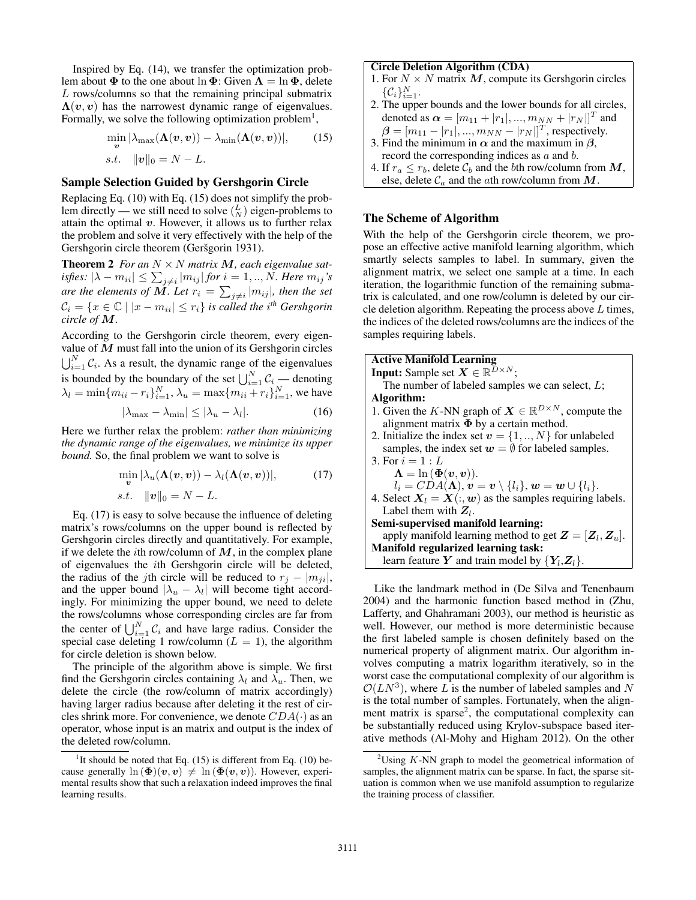Inspired by Eq. (14), we transfer the optimization problem about $\mathbf{\Phi}$ to the one about $\ln \mathbf{\Phi}$: Given $\mathbf{\Lambda} = \ln \mathbf{\Phi}$, delete $L$ rows/columns so that the remaining principal submatrix $\mathbf{\Lambda}(\mathbf{v}, \mathbf{v})$ has the narrowest dynamic range of eigenvalues. Formally, we solve the following optimization problem[1],

$$\min_{\mathbf{v}} |\lambda_{\max}(\mathbf{\Lambda}(\mathbf{v}, \mathbf{v})) - \lambda_{\min}(\mathbf{\Lambda}(\mathbf{v}, \mathbf{v}))|, \quad (15)$$
$$s.t. \quad \|\mathbf{v}\|_0 = N - L.$$

## Sample Selection Guided by Gershgorin Circle

Replacing Eq. (10) with Eq. (15) does not simplify the problem directly — we still need to solve $\binom{L}{N}$ eigen-problems to attain the optimal $\mathbf{v}$. However, it allows us to further relax the problem and solve it very effectively with the help of the Gershgorin circle theorem (Geršgorin 1931).

**Theorem 2** *For an $N \times N$ matrix $\mathbf{M}$, each eigenvalue satisfies: $|\lambda - m_{ii}| \leq \sum_{j \neq i} |m_{ij}|$ for $i = 1, .., N$. Here $m_{ij}$'s are the elements of $\mathbf{M}$. Let $r_i = \sum_{j \neq i} |m_{ij}|$, then the set $\mathcal{C}_i = \{x \in \mathbb{C} \mid |x - m_{ii}| \leq r_i\}$ is called the $i^{th}$ Gershgorin circle of $\mathbf{M}$.*

According to the Gershgorin circle theorem, every eigenvalue of $\mathbf{M}$ must fall into the union of its Gershgorin circles $\bigcup_{i=1}^{N} \mathcal{C}_i$. As a result, the dynamic range of the eigenvalues is bounded by the boundary of the set $\bigcup_{i=1}^{N} \mathcal{C}_i$ — denoting $\lambda_l = \min\{m_{ii} - r_i\}_{i=1}^{N}$, $\lambda_u = \max\{m_{ii} + r_i\}_{i=1}^{N}$, we have

$$|\lambda_{\max} - \lambda_{\min}| \leq |\lambda_u - \lambda_l|. \quad (16)$$

Here we further relax the problem: *rather than minimizing the dynamic range of the eigenvalues, we minimize its upper bound.* So, the final problem we want to solve is

$$\min_{\mathbf{v}} |\lambda_u(\mathbf{\Lambda}(\mathbf{v}, \mathbf{v})) - \lambda_l(\mathbf{\Lambda}(\mathbf{v}, \mathbf{v}))|, \quad (17)$$
$$s.t. \quad \|\mathbf{v}\|_l = N - L.$$

Eq. (17) is easy to solve because the influence of deleting matrix's rows/columns on the upper bound is reflected by Gershgorin circles directly and quantitatively. For example, if we delete the $i$th row/column of $\mathbf{M}$, in the complex plane of eigenvalues the $i$th Gershgorin circle will be deleted, the radius of the $j$th circle will be reduced to $r_j - |m_{ji}|$, and the upper bound $|\lambda_u - \lambda_l|$ will become tight accordingly. For minimizing the upper bound, we need to delete the rows/columns whose corresponding circles are far from the center of $\bigcup_{i=1}^{N} \mathcal{C}_i$ and have large radius. Consider the special case deleting 1 row/column ($L = 1$), the algorithm for circle deletion is shown below.

> **Circle Deletion Algorithm (CDA)**
> 1. For $N \times N$ matrix $\mathbf{M}$, compute its Gershgorin circles $\{\mathcal{C}_i\}_{i=1}^{N}$.
> 2. The upper bounds and the lower bounds for all circles, denoted as $\boldsymbol{\alpha} = [m_{11} + |r_1|, ..., m_{NN} + |r_N|]^T$ and $\boldsymbol{\beta} = [m_{11} - |r_1|, ..., m_{NN} - |r_N|]^T$, respectively.
> 3. Find the minimum in $\boldsymbol{\alpha}$ and the maximum in $\boldsymbol{\beta}$, record the corresponding indices as $a$ and $b$.
> 4. If $r_a \leq r_b$, delete $\mathcal{C}_b$ and the $b$th row/column from $\mathbf{M}$, else, delete $\mathcal{C}_a$ and the $a$th row/column from $\mathbf{M}$.

The principle of the algorithm above is simple. We first find the Gershgorin circles containing $\lambda_l$ and $\lambda_u$. Then, we delete the circle (the row/column of matrix accordingly) having larger radius because after deleting it the rest of circles shrink more. For convenience, we denote $CDA(\cdot)$ as an operator, whose input is an matrix and output is the index of the deleted row/column.

## The Scheme of Algorithm

With the help of the Gershgorin circle theorem, we propose an effective active manifold learning algorithm, which smartly selects samples to label. In summary, given the alignment matrix, we select one sample at a time. In each iteration, the logarithmic function of the remaining submatrix is calculated, and one row/column is deleted by our circle deletion algorithm. Repeating the process above $L$ times, the indices of the deleted rows/columns are the indices of the samples requiring labels.

> **Active Manifold Learning**
> **Input:** Sample set $\mathbf{X} \in \mathbb{R}^{D \times N}$;
> The number of labeled samples we can select, $L$;
> **Algorithm:**
> 1. Given the $K$-NN graph of $\mathbf{X} \in \mathbb{R}^{D \times N}$, compute the alignment matrix $\mathbf{\Phi}$ by a certain method.
> 2. Initialize the index set $\mathbf{v} = \{1, .., N\}$ for unlabeled samples, the index set $\mathbf{w} = \emptyset$ for labeled samples.
> 3. For $i = 1 : L$
>    $\mathbf{\Lambda} = \ln(\mathbf{\Phi}(\mathbf{v}, \mathbf{v}))$.
>    $l_i = CDA(\mathbf{\Lambda})$, $\mathbf{v} = \mathbf{v} \setminus \{l_i\}$, $\mathbf{w} = \mathbf{w} \cup \{l_i\}$.
> 4. Select $\mathbf{X}_l = \mathbf{X}(:, \mathbf{w})$ as the samples requiring labels. Label them with $\mathbf{Z}_l$.
>
> **Semi-supervised manifold learning:**
> apply manifold learning method to get $\mathbf{Z} = [\mathbf{Z}_l, \mathbf{Z}_u]$.
> **Manifold regularized learning task:**
> learn feature $\mathbf{Y}$ and train model by $\{\mathbf{Y}_l, \mathbf{Z}_l\}$.

Like the landmark method in (De Silva and Tenenbaum 2004) and the harmonic function based method in (Zhu, Lafferty, and Ghahramani 2003), our method is heuristic as well. However, our method is more deterministic because the first labeled sample is chosen definitely based on the numerical property of alignment matrix. Our algorithm involves computing a matrix logarithm iteratively, so in the worst case the computational complexity of our algorithm is $\mathcal{O}(LN^3)$, where $L$ is the number of labeled samples and $N$ is the total number of samples. Fortunately, when the alignment matrix is sparse[2], the computational complexity can be substantially reduced using Krylov-subspace based iterative methods (Al-Mohy and Higham 2012). On the other

---

[1] It should be noted that Eq. (15) is different from Eq. (10) because generally $\ln(\mathbf{\Phi})(\mathbf{v}, \mathbf{v}) \neq \ln(\mathbf{\Phi}(\mathbf{v}, \mathbf{v}))$. However, experimental results show that such a relaxation indeed improves the final learning results.

[2] Using $K$-NN graph to model the geometrical information of samples, the alignment matrix can be sparse. In fact, the sparse situation is common when we use manifold assumption to regularize the training process of classifier.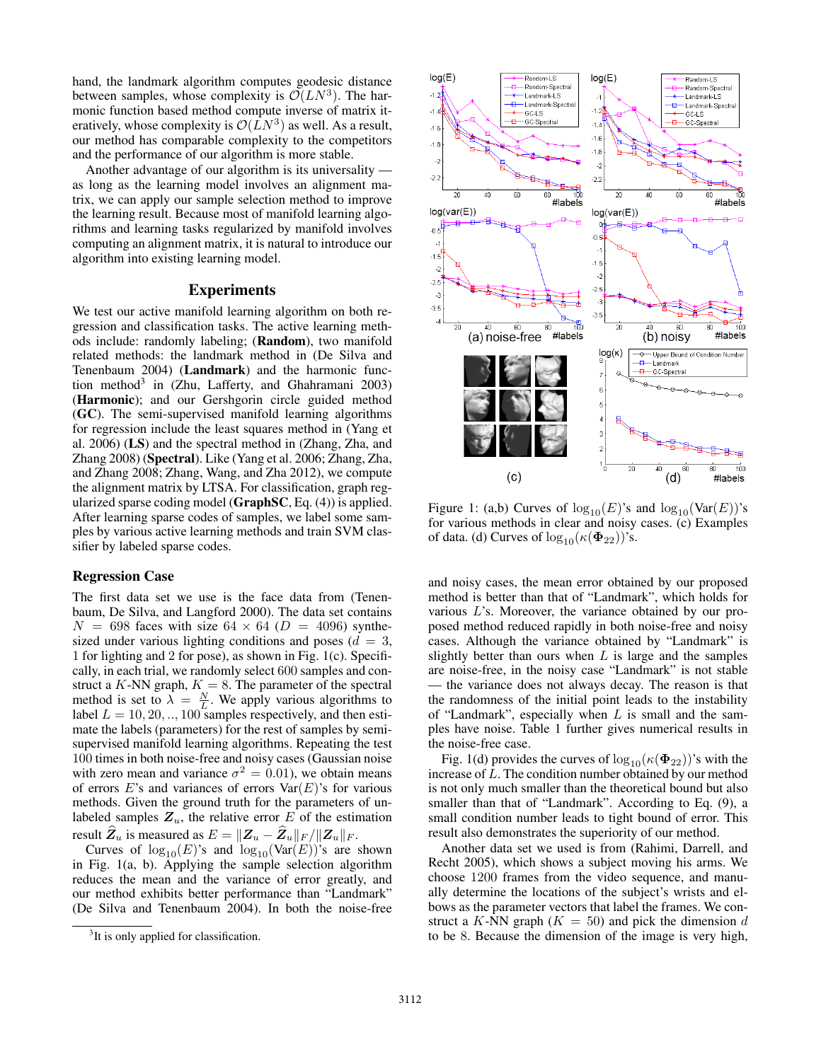hand, the landmark algorithm computes geodesic distance between samples, whose complexity is $\mathcal{O}(LN^3)$. The harmonic function based method compute inverse of matrix iteratively, whose complexity is $\mathcal{O}(LN^3)$ as well. As a result, our method has comparable complexity to the competitors and the performance of our algorithm is more stable.

Another advantage of our algorithm is its universality — as long as the learning model involves an alignment matrix, we can apply our sample selection method to improve the learning result. Because most of manifold learning algorithms and learning tasks regularized by manifold involves computing an alignment matrix, it is natural to introduce our algorithm into existing learning model.

## Experiments

We test our active manifold learning algorithm on both regression and classification tasks. The active learning methods include: randomly labeling; (**Random**), two manifold related methods: the landmark method in (De Silva and Tenenbaum 2004) (**Landmark**) and the harmonic function method[3] in (Zhu, Lafferty, and Ghahramani 2003) (**Harmonic**); and our Gershgorin circle guided method (**GC**). The semi-supervised manifold learning algorithms for regression include the least squares method in (Yang et al. 2006) (**LS**) and the spectral method in (Zhang, Zha, and Zhang 2008) (**Spectral**). Like (Yang et al. 2006; Zhang, Zha, and Zhang 2008; Zhang, Wang, and Zha 2012), we compute the alignment matrix by LTSA. For classification, graph regularized sparse coding model (**GraphSC**, Eq. (4)) is applied. After learning sparse codes of samples, we label some samples by various active learning methods and train SVM classifier by labeled sparse codes.

### Regression Case

The first data set we use is the face data from (Tenenbaum, De Silva, and Langford 2000). The data set contains $N = 698$ faces with size $64 \times 64$ ($D = 4096$) synthesized under various lighting conditions and poses ($d = 3$, 1 for lighting and 2 for pose), as shown in Fig. 1(c). Specifically, in each trial, we randomly select 600 samples and construct a $K$-NN graph, $K = 8$. The parameter of the spectral method is set to $\lambda = \frac{N}{L}$. We apply various algorithms to label $L = 10, 20, .., 100$ samples respectively, and then estimate the labels (parameters) for the rest of samples by semi-supervised manifold learning algorithms. Repeating the test 100 times in both noise-free and noisy cases (Gaussian noise with zero mean and variance $\sigma^2 = 0.01$), we obtain means of errors $E$'s and variances of errors $\text{Var}(E)$'s for various methods. Given the ground truth for the parameters of unlabeled samples $\boldsymbol{Z}_u$, the relative error $E$ of the estimation result $\widehat{\boldsymbol{Z}}_u$ is measured as $E = \|\boldsymbol{Z}_u - \widehat{\boldsymbol{Z}}_u\|_F / \|\boldsymbol{Z}_u\|_F$.

Curves of $\log_{10}(E)$'s and $\log_{10}(\text{Var}(E))$'s are shown in Fig. 1(a, b). Applying the sample selection algorithm reduces the mean and the variance of error greatly, and our method exhibits better performance than "Landmark" (De Silva and Tenenbaum 2004). In both the noise-free and noisy cases, the mean error obtained by our proposed method is better than that of "Landmark", which holds for various $L$'s. Moreover, the variance obtained by our proposed method reduced rapidly in both noise-free and noisy cases. Although the variance obtained by "Landmark" is slightly better than ours when $L$ is large and the samples are noise-free, in the noisy case "Landmark" is not stable — the variance does not always decay. The reason is that the randomness of the initial point leads to the instability of "Landmark", especially when $L$ is small and the samples have noise. Table 1 further gives numerical results in the noise-free case.

Figure 1: (a,b) Curves of $\log_{10}(E)$'s and $\log_{10}(\text{Var}(E))$'s for various methods in clear and noisy cases. (c) Examples of data. (d) Curves of $\log_{10}(\kappa(\boldsymbol{\Phi}_{22}))$'s.

Fig. 1(d) provides the curves of $\log_{10}(\kappa(\boldsymbol{\Phi}_{22}))$'s with the increase of $L$. The condition number obtained by our method is not only much smaller than the theoretical bound but also smaller than that of "Landmark". According to Eq. (9), a small condition number leads to tight bound of error. This result also demonstrates the superiority of our method.

Another data set we used is from (Rahimi, Darrell, and Recht 2005), which shows a subject moving his arms. We choose 1200 frames from the video sequence, and manually determine the locations of the subject's wrists and elbows as the parameter vectors that label the frames. We construct a $K$-NN graph ($K = 50$) and pick the dimension $d$ to be 8. Because the dimension of the image is very high,

[3] It is only applied for classification.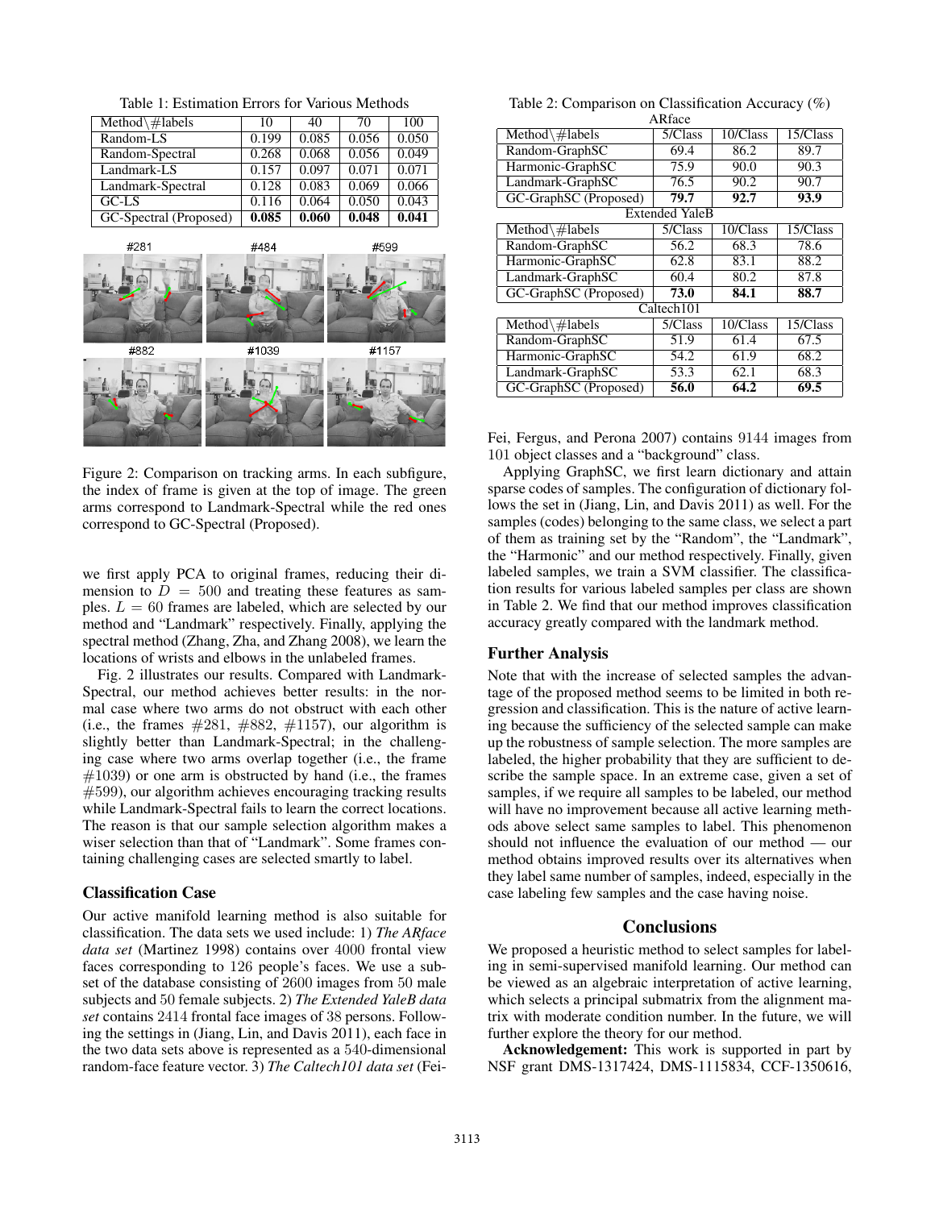Table 1: Estimation Errors for Various Methods

| Method\#labels | 10 | 40 | 70 | 100 |
|---|---|---|---|---|
| Random-LS | 0.199 | 0.085 | 0.056 | 0.050 |
| Random-Spectral | 0.268 | 0.068 | 0.056 | 0.049 |
| Landmark-LS | 0.157 | 0.097 | 0.071 | 0.071 |
| Landmark-Spectral | 0.128 | 0.083 | 0.069 | 0.066 |
| GC-LS | 0.116 | 0.064 | 0.050 | 0.043 |
| GC-Spectral (Proposed) | **0.085** | **0.060** | **0.048** | **0.041** |

Figure 2: Comparison on tracking arms. In each subfigure, the index of frame is given at the top of image. The green arms correspond to Landmark-Spectral while the red ones correspond to GC-Spectral (Proposed).

we first apply PCA to original frames, reducing their dimension to $D = 500$ and treating these features as samples. $L = 60$ frames are labeled, which are selected by our method and "Landmark" respectively. Finally, applying the spectral method (Zhang, Zha, and Zhang 2008), we learn the locations of wrists and elbows in the unlabeled frames.

Fig. 2 illustrates our results. Compared with Landmark-Spectral, our method achieves better results: in the normal case where two arms do not obstruct with each other (i.e., the frames #281, #882, #1157), our algorithm is slightly better than Landmark-Spectral; in the challenging case where two arms overlap together (i.e., the frame #1039) or one arm is obstructed by hand (i.e., the frames #599), our algorithm achieves encouraging tracking results while Landmark-Spectral fails to learn the correct locations. The reason is that our sample selection algorithm makes a wiser selection than that of "Landmark". Some frames containing challenging cases are selected smartly to label.

### Classification Case

Our active manifold learning method is also suitable for classification. The data sets we used include: 1) *The ARface data set* (Martinez 1998) contains over 4000 frontal view faces corresponding to 126 people's faces. We use a subset of the database consisting of 2600 images from 50 male subjects and 50 female subjects. 2) *The Extended YaleB data set* contains 2414 frontal face images of 38 persons. Following the settings in (Jiang, Lin, and Davis 2011), each face in the two data sets above is represented as a 540-dimensional random-face feature vector. 3) *The Caltech101 data set* (Fei-Fei, Fergus, and Perona 2007) contains 9144 images from 101 object classes and a "background" class.

Table 2: Comparison on Classification Accuracy (%)

| Method\#labels | 5/Class | 10/Class | 15/Class |
|---|---|---|---|
| **ARface** | | | |
| Random-GraphSC | 69.4 | 86.2 | 89.7 |
| Harmonic-GraphSC | 75.9 | 90.0 | 90.3 |
| Landmark-GraphSC | 76.5 | 90.2 | 90.7 |
| GC-GraphSC (Proposed) | **79.7** | **92.7** | **93.9** |
| **Extended YaleB** | | | |
| Random-GraphSC | 56.2 | 68.3 | 78.6 |
| Harmonic-GraphSC | 62.8 | 83.1 | 88.2 |
| Landmark-GraphSC | 60.4 | 80.2 | 87.8 |
| GC-GraphSC (Proposed) | **73.0** | **84.1** | **88.7** |
| **Caltech101** | | | |
| Random-GraphSC | 51.9 | 61.4 | 67.5 |
| Harmonic-GraphSC | 54.2 | 61.9 | 68.2 |
| Landmark-GraphSC | 53.3 | 62.1 | 68.3 |
| GC-GraphSC (Proposed) | **56.0** | **64.2** | **69.5** |

Applying GraphSC, we first learn dictionary and attain sparse codes of samples. The configuration of dictionary follows the set in (Jiang, Lin, and Davis 2011) as well. For the samples (codes) belonging to the same class, we select a part of them as training set by the "Random", the "Landmark", the "Harmonic" and our method respectively. Finally, given labeled samples, we train a SVM classifier. The classification results for various labeled samples per class are shown in Table 2. We find that our method improves classification accuracy greatly compared with the landmark method.

### Further Analysis

Note that with the increase of selected samples the advantage of the proposed method seems to be limited in both regression and classification. This is the nature of active learning because the sufficiency of the selected sample can make up the robustness of sample selection. The more samples are labeled, the higher probability that they are sufficient to describe the sample space. In an extreme case, given a set of samples, if we require all samples to be labeled, our method will have no improvement because all active learning methods above select same samples to label. This phenomenon should not influence the evaluation of our method — our method obtains improved results over its alternatives when they label same number of samples, indeed, especially in the case labeling few samples and the case having noise.

## Conclusions

We proposed a heuristic method to select samples for labeling in semi-supervised manifold learning. Our method can be viewed as an algebraic interpretation of active learning, which selects a principal submatrix from the alignment matrix with moderate condition number. In the future, we will further explore the theory for our method.

**Acknowledgement:** This work is supported in part by NSF grant DMS-1317424, DMS-1115834, CCF-1350616,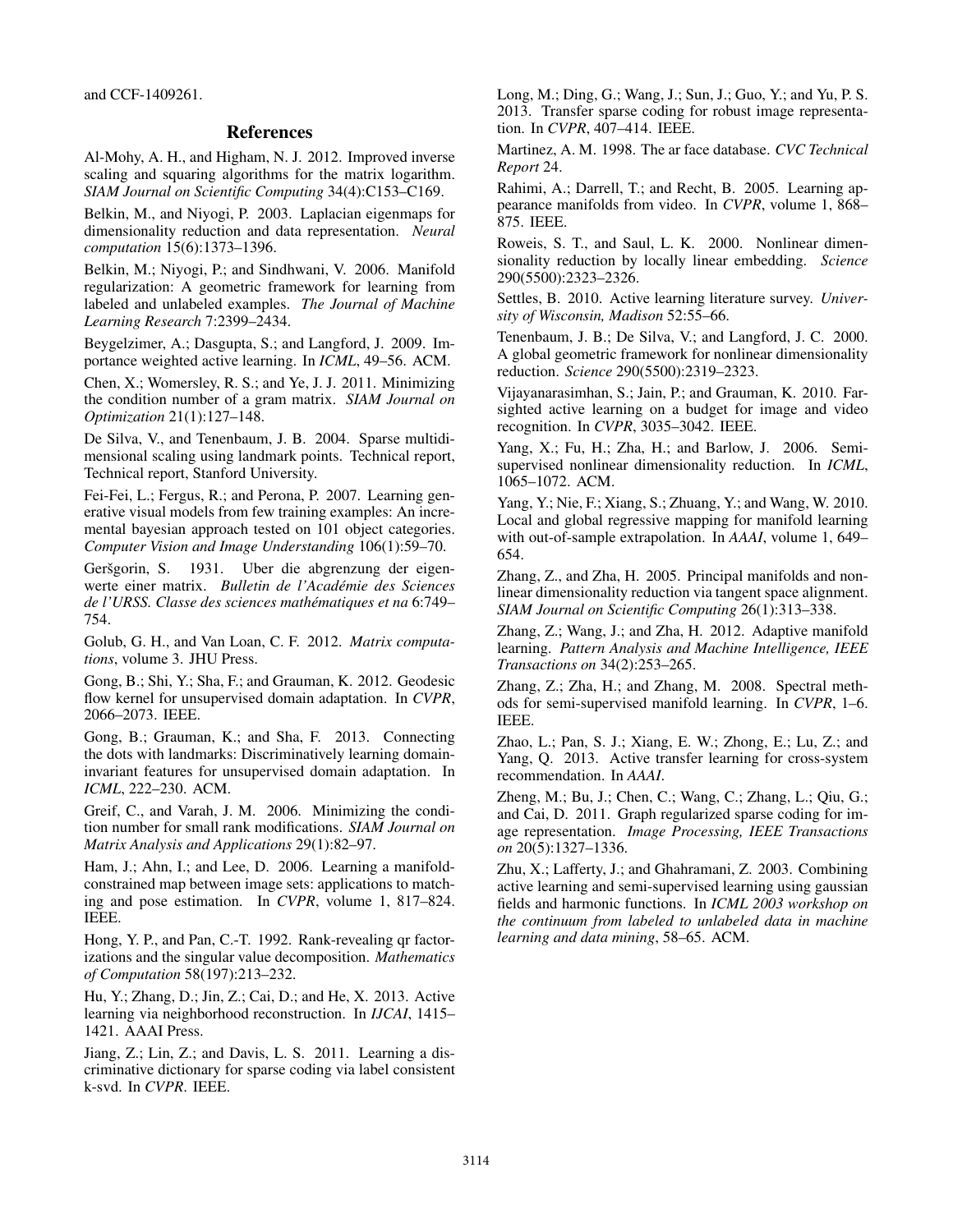and CCF-1409261.

## References

Al-Mohy, A. H., and Higham, N. J. 2012. Improved inverse scaling and squaring algorithms for the matrix logarithm. *SIAM Journal on Scientific Computing* 34(4):C153–C169.

Belkin, M., and Niyogi, P. 2003. Laplacian eigenmaps for dimensionality reduction and data representation. *Neural computation* 15(6):1373–1396.

Belkin, M.; Niyogi, P.; and Sindhwani, V. 2006. Manifold regularization: A geometric framework for learning from labeled and unlabeled examples. *The Journal of Machine Learning Research* 7:2399–2434.

Beygelzimer, A.; Dasgupta, S.; and Langford, J. 2009. Importance weighted active learning. In *ICML*, 49–56. ACM.

Chen, X.; Womersley, R. S.; and Ye, J. J. 2011. Minimizing the condition number of a gram matrix. *SIAM Journal on Optimization* 21(1):127–148.

De Silva, V., and Tenenbaum, J. B. 2004. Sparse multidimensional scaling using landmark points. Technical report, Technical report, Stanford University.

Fei-Fei, L.; Fergus, R.; and Perona, P. 2007. Learning generative visual models from few training examples: An incremental bayesian approach tested on 101 object categories. *Computer Vision and Image Understanding* 106(1):59–70.

Geršgorin, S. 1931. Uber die abgrenzung der eigenwerte einer matrix. *Bulletin de l'Académie des Sciences de l'URSS. Classe des sciences mathématiques et na* 6:749–754.

Golub, G. H., and Van Loan, C. F. 2012. *Matrix computations*, volume 3. JHU Press.

Gong, B.; Shi, Y.; Sha, F.; and Grauman, K. 2012. Geodesic flow kernel for unsupervised domain adaptation. In *CVPR*, 2066–2073. IEEE.

Gong, B.; Grauman, K.; and Sha, F. 2013. Connecting the dots with landmarks: Discriminatively learning domain-invariant features for unsupervised domain adaptation. In *ICML*, 222–230. ACM.

Greif, C., and Varah, J. M. 2006. Minimizing the condition number for small rank modifications. *SIAM Journal on Matrix Analysis and Applications* 29(1):82–97.

Ham, J.; Ahn, I.; and Lee, D. 2006. Learning a manifold-constrained map between image sets: applications to matching and pose estimation. In *CVPR*, volume 1, 817–824. IEEE.

Hong, Y. P., and Pan, C.-T. 1992. Rank-revealing qr factorizations and the singular value decomposition. *Mathematics of Computation* 58(197):213–232.

Hu, Y.; Zhang, D.; Jin, Z.; Cai, D.; and He, X. 2013. Active learning via neighborhood reconstruction. In *IJCAI*, 1415–1421. AAAI Press.

Jiang, Z.; Lin, Z.; and Davis, L. S. 2011. Learning a discriminative dictionary for sparse coding via label consistent k-svd. In *CVPR*. IEEE.

Long, M.; Ding, G.; Wang, J.; Sun, J.; Guo, Y.; and Yu, P. S. 2013. Transfer sparse coding for robust image representation. In *CVPR*, 407–414. IEEE.

Martinez, A. M. 1998. The ar face database. *CVC Technical Report* 24.

Rahimi, A.; Darrell, T.; and Recht, B. 2005. Learning appearance manifolds from video. In *CVPR*, volume 1, 868–875. IEEE.

Roweis, S. T., and Saul, L. K. 2000. Nonlinear dimensionality reduction by locally linear embedding. *Science* 290(5500):2323–2326.

Settles, B. 2010. Active learning literature survey. *University of Wisconsin, Madison* 52:55–66.

Tenenbaum, J. B.; De Silva, V.; and Langford, J. C. 2000. A global geometric framework for nonlinear dimensionality reduction. *Science* 290(5500):2319–2323.

Vijayanarasimhan, S.; Jain, P.; and Grauman, K. 2010. Far-sighted active learning on a budget for image and video recognition. In *CVPR*, 3035–3042. IEEE.

Yang, X.; Fu, H.; Zha, H.; and Barlow, J. 2006. Semi-supervised nonlinear dimensionality reduction. In *ICML*, 1065–1072. ACM.

Yang, Y.; Nie, F.; Xiang, S.; Zhuang, Y.; and Wang, W. 2010. Local and global regressive mapping for manifold learning with out-of-sample extrapolation. In *AAAI*, volume 1, 649–654.

Zhang, Z., and Zha, H. 2005. Principal manifolds and nonlinear dimensionality reduction via tangent space alignment. *SIAM Journal on Scientific Computing* 26(1):313–338.

Zhang, Z.; Wang, J.; and Zha, H. 2012. Adaptive manifold learning. *Pattern Analysis and Machine Intelligence, IEEE Transactions on* 34(2):253–265.

Zhang, Z.; Zha, H.; and Zhang, M. 2008. Spectral methods for semi-supervised manifold learning. In *CVPR*, 1–6. IEEE.

Zhao, L.; Pan, S. J.; Xiang, E. W.; Zhong, E.; Lu, Z.; and Yang, Q. 2013. Active transfer learning for cross-system recommendation. In *AAAI*.

Zheng, M.; Bu, J.; Chen, C.; Wang, C.; Zhang, L.; Qiu, G.; and Cai, D. 2011. Graph regularized sparse coding for image representation. *Image Processing, IEEE Transactions on* 20(5):1327–1336.

Zhu, X.; Lafferty, J.; and Ghahramani, Z. 2003. Combining active learning and semi-supervised learning using gaussian fields and harmonic functions. In *ICML 2003 workshop on the continuum from labeled to unlabeled data in machine learning and data mining*, 58–65. ACM.